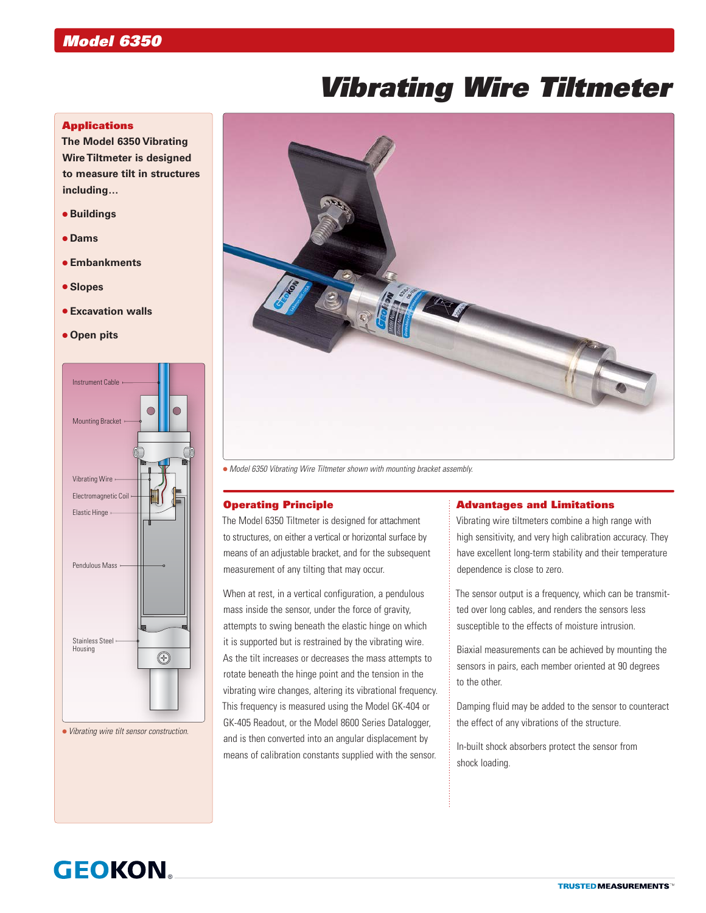## Model 6350

# Vibrating Wire Tiltmeter

### Applications

**The Model 6350 Vibrating Wire Tiltmeter is designed to measure tilt in structures including…**

- **Buildings**
- **Dams**
- **Embankments**
- **Slopes**
- **Excavation walls**
- **Open pits**

Instrument Cable
Mounting Bracket
Vibrating Wire
Electromagnetic Coil
Elastic Hinge
Pendulous Mass
Stainless Steel Housing

*Vibrating wire tilt sensor construction.*

*Model 6350 Vibrating Wire Tiltmeter shown with mounting bracket assembly.*

### Operating Principle

The Model 6350 Tiltmeter is designed for attachment to structures, on either a vertical or horizontal surface by means of an adjustable bracket, and for the subsequent measurement of any tilting that may occur.

When at rest, in a vertical configuration, a pendulous mass inside the sensor, under the force of gravity, attempts to swing beneath the elastic hinge on which it is supported but is restrained by the vibrating wire. As the tilt increases or decreases the mass attempts to rotate beneath the hinge point and the tension in the vibrating wire changes, altering its vibrational frequency. This frequency is measured using the Model GK-404 or GK-405 Readout, or the Model 8600 Series Datalogger, and is then converted into an angular displacement by means of calibration constants supplied with the sensor.

### Advantages and Limitations

Vibrating wire tiltmeters combine a high range with high sensitivity, and very high calibration accuracy. They have excellent long-term stability and their temperature dependence is close to zero.

The sensor output is a frequency, which can be transmitted over long cables, and renders the sensors less susceptible to the effects of moisture intrusion.

Biaxial measurements can be achieved by mounting the sensors in pairs, each member oriented at 90 degrees to the other.

Damping fluid may be added to the sensor to counteract the effect of any vibrations of the structure.

In-built shock absorbers protect the sensor from shock loading.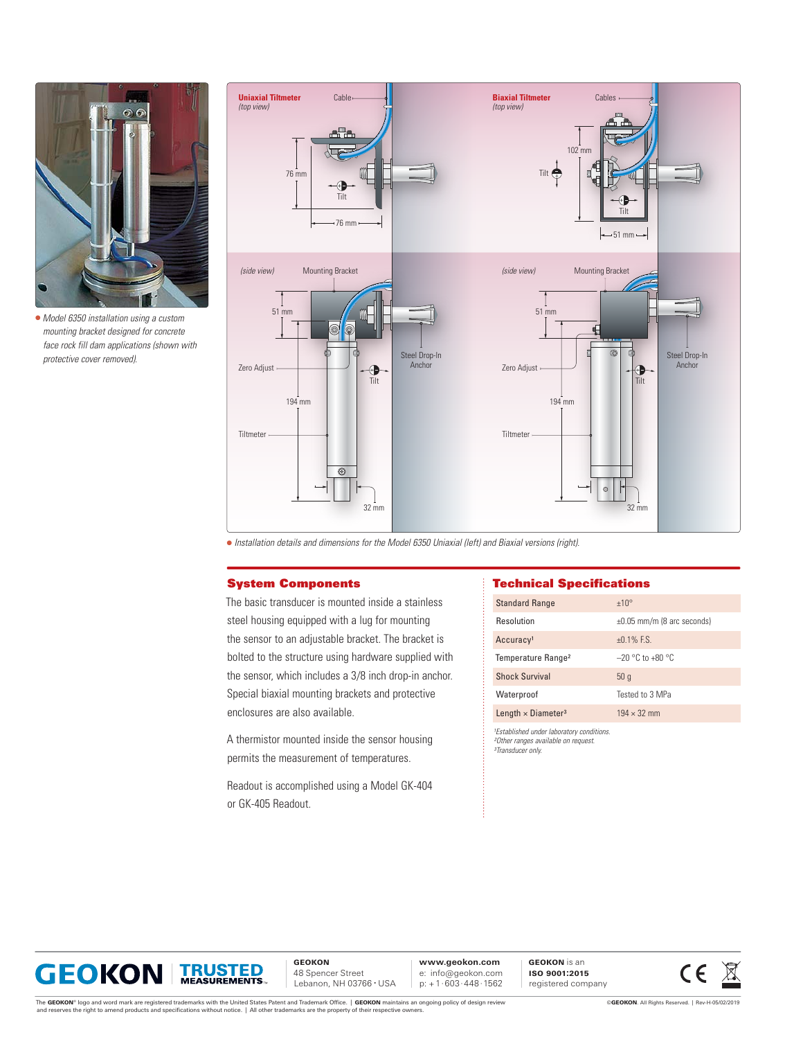• *Model 6350 installation using a custom mounting bracket designed for concrete face rock fill dam applications (shown with protective cover removed).*

**Uniaxial Tiltmeter** *(top view)*

Cable

76 mm

Tilt

76 mm

**Biaxial Tiltmeter** *(top view)*

Cables

102 mm

Tilt

Tilt

51 mm

*(side view)*

Mounting Bracket

51 mm

Zero Adjust

Tilt

194 mm

Tiltmeter

32 mm

Steel Drop-In Anchor

*(side view)*

Mounting Bracket

51 mm

Zero Adjust

Tilt

194 mm

Tiltmeter

32 mm

Steel Drop-In Anchor

• *Installation details and dimensions for the Model 6350 Uniaxial (left) and Biaxial versions (right).*

## System Components

The basic transducer is mounted inside a stainless steel housing equipped with a lug for mounting the sensor to an adjustable bracket. The bracket is bolted to the structure using hardware supplied with the sensor, which includes a 3/8 inch drop-in anchor. Special biaxial mounting brackets and protective enclosures are also available.

A thermistor mounted inside the sensor housing permits the measurement of temperatures.

Readout is accomplished using a Model GK-404 or GK-405 Readout.

## Technical Specifications

| | |
|---|---|
| Standard Range | ±10° |
| Resolution | ±0.05 mm/m (8 arc seconds) |
| Accuracy[1] | ±0.1% F.S. |
| Temperature Range[2] | −20 °C to +80 °C |
| Shock Survival | 50 g |
| Waterproof | Tested to 3 MPa |
| Length × Diameter[3] | 194 × 32 mm |

*[1]Established under laboratory conditions.*
*[2]Other ranges available on request.*
*[3]Transducer only.*

**GEOKON** | **TRUSTED MEASUREMENTS**™

**GEOKON**
48 Spencer Street
Lebanon, NH 03766 · USA

**www.geokon.com**
e: info@geokon.com
p: + 1 · 603 · 448 · 1562

**GEOKON** is an **ISO 9001:2015** registered company

The **GEOKON**® logo and word mark are registered trademarks with the United States Patent and Trademark Office. | **GEOKON** maintains an ongoing policy of design review and reserves the right to amend products and specifications without notice. | All other trademarks are the property of their respective owners.

©**GEOKON**. All Rights Reserved. | Rev-H-05/02/2019